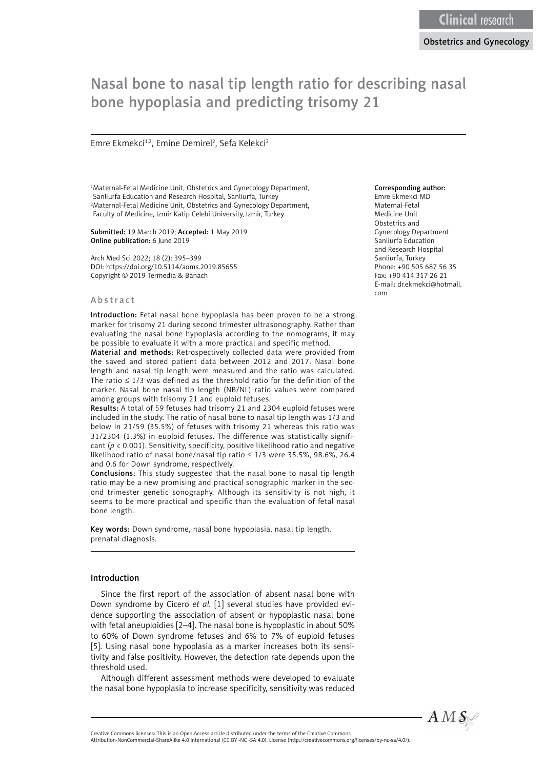Clinical research

Obstetrics and Gynecology

# Nasal bone to nasal tip length ratio for describing nasal bone hypoplasia and predicting trisomy 21

Emre Ekmekci[1,2], Emine Demirel[2], Sefa Kelekci[2]

[1]Maternal-Fetal Medicine Unit, Obstetrics and Gynecology Department, Sanliurfa Education and Research Hospital, Sanliurfa, Turkey
[2]Maternal-Fetal Medicine Unit, Obstetrics and Gynecology Department, Faculty of Medicine, Izmir Katip Celebi University, Izmir, Turkey

**Submitted:** 19 March 2019; **Accepted:** 1 May 2019
**Online publication:** 6 June 2019

Arch Med Sci 2022; 18 (2): 395–399
DOI: https://doi.org/10.5114/aoms.2019.85655
Copyright © 2019 Termedia & Banach

**Corresponding author:**
Emre Ekmekci MD
Maternal-Fetal Medicine Unit
Obstetrics and Gynecology Department
Sanliurfa Education and Research Hospital
Sanliurfa, Turkey
Phone: +90 505 687 56 35
Fax: +90 414 317 26 21
E-mail: dr.ekmekci@hotmail.com

## Abstract

**Introduction:** Fetal nasal bone hypoplasia has been proven to be a strong marker for trisomy 21 during second trimester ultrasonography. Rather than evaluating the nasal bone hypoplasia according to the nomograms, it may be possible to evaluate it with a more practical and specific method.

**Material and methods:** Retrospectively collected data were provided from the saved and stored patient data between 2012 and 2017. Nasal bone length and nasal tip length were measured and the ratio was calculated. The ratio ≤ 1/3 was defined as the threshold ratio for the definition of the marker. Nasal bone nasal tip length (NB/NL) ratio values were compared among groups with trisomy 21 and euploid fetuses.

**Results:** A total of 59 fetuses had trisomy 21 and 2304 euploid fetuses were included in the study. The ratio of nasal bone to nasal tip length was 1/3 and below in 21/59 (35.5%) of fetuses with trisomy 21 whereas this ratio was 31/2304 (1.3%) in euploid fetuses. The difference was statistically significant ($p < 0.001$). Sensitivity, specificity, positive likelihood ratio and negative likelihood ratio of nasal bone/nasal tip ratio ≤ 1/3 were 35.5%, 98.6%, 26.4 and 0.6 for Down syndrome, respectively.

**Conclusions:** This study suggested that the nasal bone to nasal tip length ratio may be a new promising and practical sonographic marker in the second trimester genetic sonography. Although its sensitivity is not high, it seems to be more practical and specific than the evaluation of fetal nasal bone length.

**Key words:** Down syndrome, nasal bone hypoplasia, nasal tip length, prenatal diagnosis.

## Introduction

Since the first report of the association of absent nasal bone with Down syndrome by Cicero *et al.* [1] several studies have provided evidence supporting the association of absent or hypoplastic nasal bone with fetal aneuploidies [2–4]. The nasal bone is hypoplastic in about 50% to 60% of Down syndrome fetuses and 6% to 7% of euploid fetuses [5]. Using nasal bone hypoplasia as a marker increases both its sensitivity and false positivity. However, the detection rate depends upon the threshold used.

Although different assessment methods were developed to evaluate the nasal bone hypoplasia to increase specificity, sensitivity was reduced

Creative Commons licenses: This is an Open Access article distributed under the terms of the Creative Commons Attribution-NonCommercial-ShareAlike 4.0 International (CC BY -NC -SA 4.0). License (http://creativecommons.org/licenses/by-nc-sa/4.0/).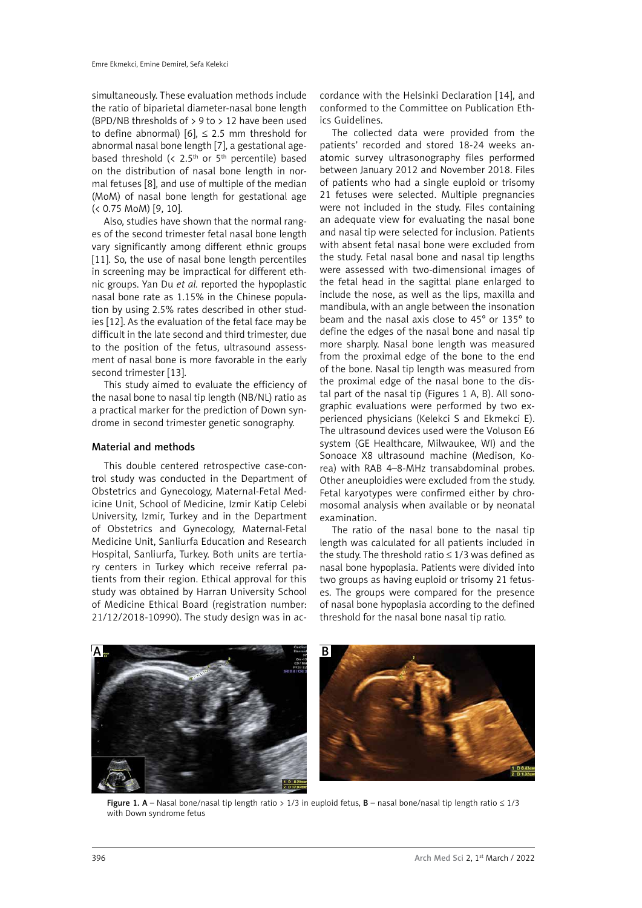simultaneously. These evaluation methods include the ratio of biparietal diameter-nasal bone length (BPD/NB thresholds of > 9 to > 12 have been used to define abnormal) [6], ≤ 2.5 mm threshold for abnormal nasal bone length [7], a gestational age-based threshold (< 2.5th or 5th percentile) based on the distribution of nasal bone length in normal fetuses [8], and use of multiple of the median (MoM) of nasal bone length for gestational age (< 0.75 MoM) [9, 10].

Also, studies have shown that the normal ranges of the second trimester fetal nasal bone length vary significantly among different ethnic groups [11]. So, the use of nasal bone length percentiles in screening may be impractical for different ethnic groups. Yan Du *et al.* reported the hypoplastic nasal bone rate as 1.15% in the Chinese population by using 2.5% rates described in other studies [12]. As the evaluation of the fetal face may be difficult in the late second and third trimester, due to the position of the fetus, ultrasound assessment of nasal bone is more favorable in the early second trimester [13].

This study aimed to evaluate the efficiency of the nasal bone to nasal tip length (NB/NL) ratio as a practical marker for the prediction of Down syndrome in second trimester genetic sonography.

## Material and methods

This double centered retrospective case-control study was conducted in the Department of Obstetrics and Gynecology, Maternal-Fetal Medicine Unit, School of Medicine, Izmir Katip Celebi University, Izmir, Turkey and in the Department of Obstetrics and Gynecology, Maternal-Fetal Medicine Unit, Sanliurfa Education and Research Hospital, Sanliurfa, Turkey. Both units are tertiary centers in Turkey which receive referral patients from their region. Ethical approval for this study was obtained by Harran University School of Medicine Ethical Board (registration number: 21/12/2018-10990). The study design was in accordance with the Helsinki Declaration [14], and conformed to the Committee on Publication Ethics Guidelines.

The collected data were provided from the patients' recorded and stored 18-24 weeks anatomic survey ultrasonography files performed between January 2012 and November 2018. Files of patients who had a single euploid or trisomy 21 fetuses were selected. Multiple pregnancies were not included in the study. Files containing an adequate view for evaluating the nasal bone and nasal tip were selected for inclusion. Patients with absent fetal nasal bone were excluded from the study. Fetal nasal bone and nasal tip lengths were assessed with two-dimensional images of the fetal head in the sagittal plane enlarged to include the nose, as well as the lips, maxilla and mandibula, with an angle between the insonation beam and the nasal axis close to 45° or 135° to define the edges of the nasal bone and nasal tip more sharply. Nasal bone length was measured from the proximal edge of the bone to the end of the bone. Nasal tip length was measured from the proximal edge of the nasal bone to the distal part of the nasal tip (Figures 1 A, B). All sonographic evaluations were performed by two experienced physicians (Kelekci S and Ekmekci E). The ultrasound devices used were the Voluson E6 system (GE Healthcare, Milwaukee, WI) and the Sonoace X8 ultrasound machine (Medison, Korea) with RAB 4–8-MHz transabdominal probes. Other aneuploidies were excluded from the study. Fetal karyotypes were confirmed either by chromosomal analysis when available or by neonatal examination.

The ratio of the nasal bone to the nasal tip length was calculated for all patients included in the study. The threshold ratio ≤ 1/3 was defined as nasal bone hypoplasia. Patients were divided into two groups as having euploid or trisomy 21 fetuses. The groups were compared for the presence of nasal bone hypoplasia according to the defined threshold for the nasal bone nasal tip ratio.

**Figure 1. A** – Nasal bone/nasal tip length ratio > 1/3 in euploid fetus, **B** – nasal bone/nasal tip length ratio ≤ 1/3 with Down syndrome fetus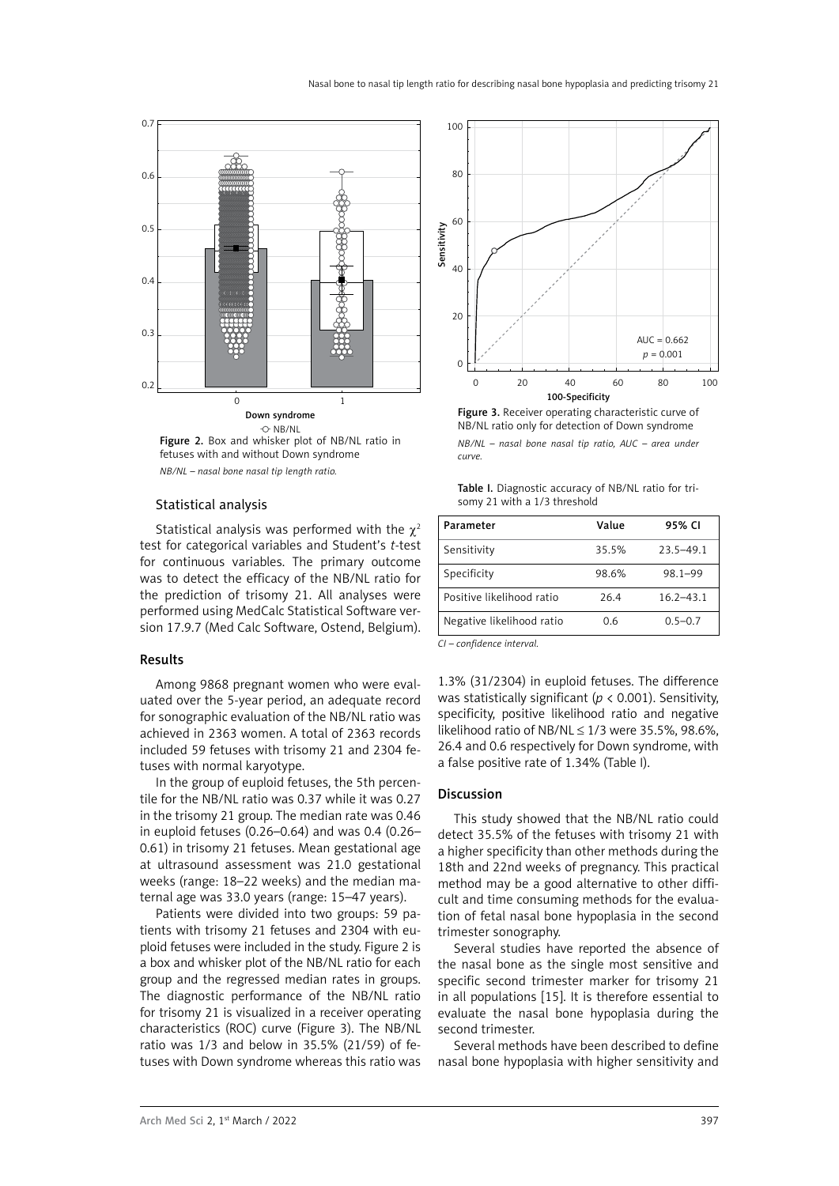Figure 2. Box and whisker plot of NB/NL ratio in fetuses with and without Down syndrome

*NB/NL – nasal bone nasal tip length ratio.*

Figure 3. Receiver operating characteristic curve of NB/NL ratio only for detection of Down syndrome

*NB/NL – nasal bone nasal tip ratio, AUC – area under curve.*

### Statistical analysis

Statistical analysis was performed with the $\chi^2$ test for categorical variables and Student's *t*-test for continuous variables. The primary outcome was to detect the efficacy of the NB/NL ratio for the prediction of trisomy 21. All analyses were performed using MedCalc Statistical Software version 17.9.7 (Med Calc Software, Ostend, Belgium).

## Results

Among 9868 pregnant women who were evaluated over the 5-year period, an adequate record for sonographic evaluation of the NB/NL ratio was achieved in 2363 women. A total of 2363 records included 59 fetuses with trisomy 21 and 2304 fetuses with normal karyotype.

In the group of euploid fetuses, the 5th percentile for the NB/NL ratio was 0.37 while it was 0.27 in the trisomy 21 group. The median rate was 0.46 in euploid fetuses (0.26–0.64) and was 0.4 (0.26–0.61) in trisomy 21 fetuses. Mean gestational age at ultrasound assessment was 21.0 gestational weeks (range: 18–22 weeks) and the median maternal age was 33.0 years (range: 15–47 years).

Patients were divided into two groups: 59 patients with trisomy 21 fetuses and 2304 with euploid fetuses were included in the study. Figure 2 is a box and whisker plot of the NB/NL ratio for each group and the regressed median rates in groups. The diagnostic performance of the NB/NL ratio for trisomy 21 is visualized in a receiver operating characteristics (ROC) curve (Figure 3). The NB/NL ratio was 1/3 and below in 35.5% (21/59) of fetuses with Down syndrome whereas this ratio was 1.3% (31/2304) in euploid fetuses. The difference was statistically significant ($p < 0.001$). Sensitivity, specificity, positive likelihood ratio and negative likelihood ratio of NB/NL ≤ 1/3 were 35.5%, 98.6%, 26.4 and 0.6 respectively for Down syndrome, with a false positive rate of 1.34% (Table I).

Table I. Diagnostic accuracy of NB/NL ratio for trisomy 21 with a 1/3 threshold

| Parameter | Value | 95% CI |
|---|---|---|
| Sensitivity | 35.5% | 23.5–49.1 |
| Specificity | 98.6% | 98.1–99 |
| Positive likelihood ratio | 26.4 | 16.2–43.1 |
| Negative likelihood ratio | 0.6 | 0.5–0.7 |

*CI – confidence interval.*

## Discussion

This study showed that the NB/NL ratio could detect 35.5% of the fetuses with trisomy 21 with a higher specificity than other methods during the 18th and 22nd weeks of pregnancy. This practical method may be a good alternative to other difficult and time consuming methods for the evaluation of fetal nasal bone hypoplasia in the second trimester sonography.

Several studies have reported the absence of the nasal bone as the single most sensitive and specific second trimester marker for trisomy 21 in all populations [15]. It is therefore essential to evaluate the nasal bone hypoplasia during the second trimester.

Several methods have been described to define nasal bone hypoplasia with higher sensitivity and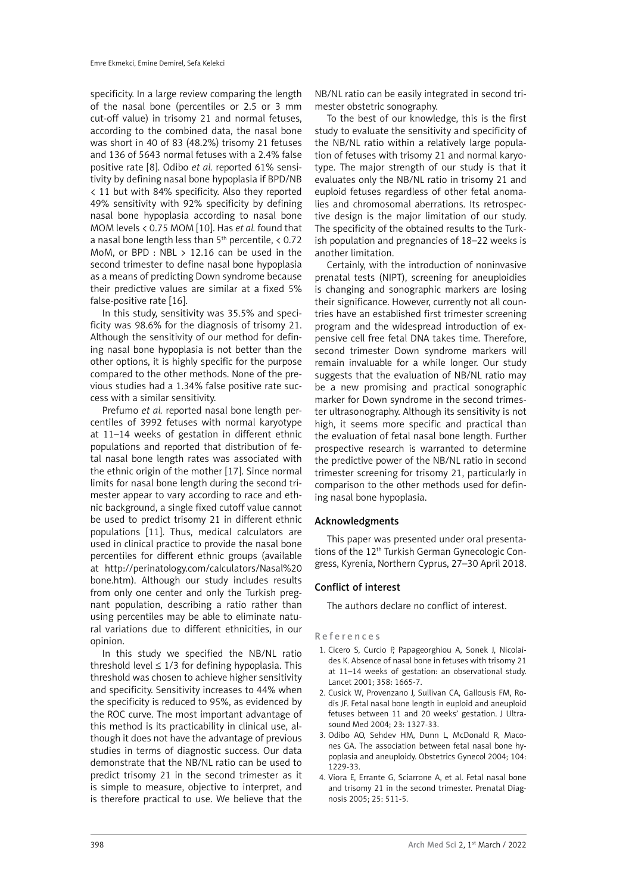specificity. In a large review comparing the length of the nasal bone (percentiles or 2.5 or 3 mm cut-off value) in trisomy 21 and normal fetuses, according to the combined data, the nasal bone was short in 40 of 83 (48.2%) trisomy 21 fetuses and 136 of 5643 normal fetuses with a 2.4% false positive rate [8]. Odibo *et al.* reported 61% sensitivity by defining nasal bone hypoplasia if BPD/NB < 11 but with 84% specificity. Also they reported 49% sensitivity with 92% specificity by defining nasal bone hypoplasia according to nasal bone MOM levels < 0.75 MOM [10]. Has *et al.* found that a nasal bone length less than 5th percentile, < 0.72 MoM, or BPD : NBL > 12.16 can be used in the second trimester to define nasal bone hypoplasia as a means of predicting Down syndrome because their predictive values are similar at a fixed 5% false-positive rate [16].

In this study, sensitivity was 35.5% and specificity was 98.6% for the diagnosis of trisomy 21. Although the sensitivity of our method for defining nasal bone hypoplasia is not better than the other options, it is highly specific for the purpose compared to the other methods. None of the previous studies had a 1.34% false positive rate success with a similar sensitivity.

Prefumo *et al.* reported nasal bone length percentiles of 3992 fetuses with normal karyotype at 11–14 weeks of gestation in different ethnic populations and reported that distribution of fetal nasal bone length rates was associated with the ethnic origin of the mother [17]. Since normal limits for nasal bone length during the second trimester appear to vary according to race and ethnic background, a single fixed cutoff value cannot be used to predict trisomy 21 in different ethnic populations [11]. Thus, medical calculators are used in clinical practice to provide the nasal bone percentiles for different ethnic groups (available at http://perinatology.com/calculators/Nasal%20bone.htm). Although our study includes results from only one center and only the Turkish pregnant population, describing a ratio rather than using percentiles may be able to eliminate natural variations due to different ethnicities, in our opinion.

In this study we specified the NB/NL ratio threshold level ≤ 1/3 for defining hypoplasia. This threshold was chosen to achieve higher sensitivity and specificity. Sensitivity increases to 44% when the specificity is reduced to 95%, as evidenced by the ROC curve. The most important advantage of this method is its practicability in clinical use, although it does not have the advantage of previous studies in terms of diagnostic success. Our data demonstrate that the NB/NL ratio can be used to predict trisomy 21 in the second trimester as it is simple to measure, objective to interpret, and is therefore practical to use. We believe that the NB/NL ratio can be easily integrated in second trimester obstetric sonography.

To the best of our knowledge, this is the first study to evaluate the sensitivity and specificity of the NB/NL ratio within a relatively large population of fetuses with trisomy 21 and normal karyotype. The major strength of our study is that it evaluates only the NB/NL ratio in trisomy 21 and euploid fetuses regardless of other fetal anomalies and chromosomal aberrations. Its retrospective design is the major limitation of our study. The specificity of the obtained results to the Turkish population and pregnancies of 18–22 weeks is another limitation.

Certainly, with the introduction of noninvasive prenatal tests (NIPT), screening for aneuploidies is changing and sonographic markers are losing their significance. However, currently not all countries have an established first trimester screening program and the widespread introduction of expensive cell free fetal DNA takes time. Therefore, second trimester Down syndrome markers will remain invaluable for a while longer. Our study suggests that the evaluation of NB/NL ratio may be a new promising and practical sonographic marker for Down syndrome in the second trimester ultrasonography. Although its sensitivity is not high, it seems more specific and practical than the evaluation of fetal nasal bone length. Further prospective research is warranted to determine the predictive power of the NB/NL ratio in second trimester screening for trisomy 21, particularly in comparison to the other methods used for defining nasal bone hypoplasia.

## Acknowledgments

This paper was presented under oral presentations of the 12th Turkish German Gynecologic Congress, Kyrenia, Northern Cyprus, 27–30 April 2018.

## Conflict of interest

The authors declare no conflict of interest.

## References

1. Cicero S, Curcio P, Papageorghiou A, Sonek J, Nicolaides K. Absence of nasal bone in fetuses with trisomy 21 at 11–14 weeks of gestation: an observational study. Lancet 2001; 358: 1665-7.
2. Cusick W, Provenzano J, Sullivan CA, Gallousis FM, Rodis JF. Fetal nasal bone length in euploid and aneuploid fetuses between 11 and 20 weeks' gestation. J Ultrasound Med 2004; 23: 1327-33.
3. Odibo AO, Sehdev HM, Dunn L, McDonald R, Macones GA. The association between fetal nasal bone hypoplasia and aneuploidy. Obstetrics Gynecol 2004; 104: 1229-33.
4. Viora E, Errante G, Sciarrone A, et al. Fetal nasal bone and trisomy 21 in the second trimester. Prenatal Diagnosis 2005; 25: 511-5.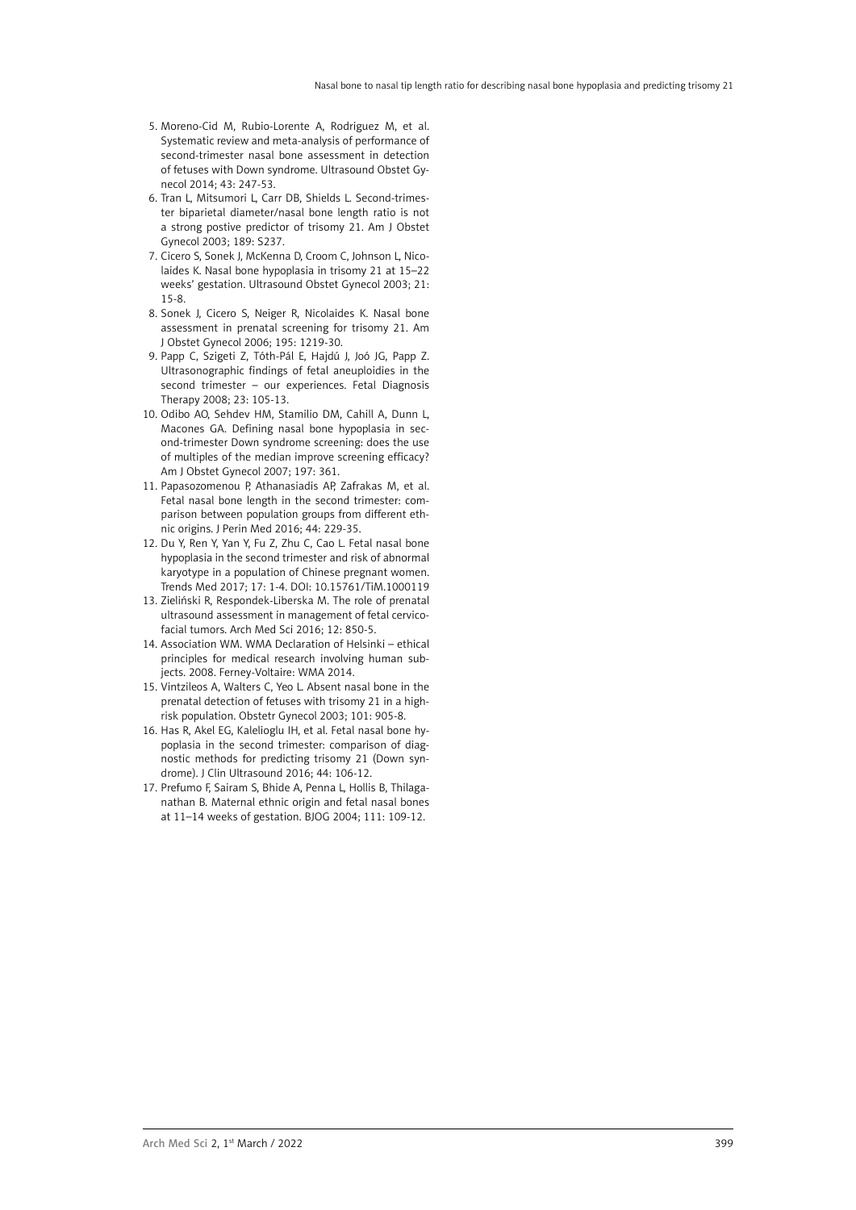5. Moreno-Cid M, Rubio-Lorente A, Rodriguez M, et al. Systematic review and meta-analysis of performance of second-trimester nasal bone assessment in detection of fetuses with Down syndrome. Ultrasound Obstet Gynecol 2014; 43: 247-53.
6. Tran L, Mitsumori L, Carr DB, Shields L. Second-trimester biparietal diameter/nasal bone length ratio is not a strong postive predictor of trisomy 21. Am J Obstet Gynecol 2003; 189: S237.
7. Cicero S, Sonek J, McKenna D, Croom C, Johnson L, Nicolaides K. Nasal bone hypoplasia in trisomy 21 at 15–22 weeks' gestation. Ultrasound Obstet Gynecol 2003; 21: 15-8.
8. Sonek J, Cicero S, Neiger R, Nicolaides K. Nasal bone assessment in prenatal screening for trisomy 21. Am J Obstet Gynecol 2006; 195: 1219-30.
9. Papp C, Szigeti Z, Tóth-Pál E, Hajdú J, Joó JG, Papp Z. Ultrasonographic findings of fetal aneuploidies in the second trimester – our experiences. Fetal Diagnosis Therapy 2008; 23: 105-13.
10. Odibo AO, Sehdev HM, Stamilio DM, Cahill A, Dunn L, Macones GA. Defining nasal bone hypoplasia in second-trimester Down syndrome screening: does the use of multiples of the median improve screening efficacy? Am J Obstet Gynecol 2007; 197: 361.
11. Papasozomenou P, Athanasiadis AP, Zafrakas M, et al. Fetal nasal bone length in the second trimester: comparison between population groups from different ethnic origins. J Perin Med 2016; 44: 229-35.
12. Du Y, Ren Y, Yan Y, Fu Z, Zhu C, Cao L. Fetal nasal bone hypoplasia in the second trimester and risk of abnormal karyotype in a population of Chinese pregnant women. Trends Med 2017; 17: 1-4. DOI: 10.15761/TiM.1000119
13. Zieliński R, Respondek-Liberska M. The role of prenatal ultrasound assessment in management of fetal cervicofacial tumors. Arch Med Sci 2016; 12: 850-5.
14. Association WM. WMA Declaration of Helsinki – ethical principles for medical research involving human subjects. 2008. Ferney-Voltaire: WMA 2014.
15. Vintzileos A, Walters C, Yeo L. Absent nasal bone in the prenatal detection of fetuses with trisomy 21 in a high-risk population. Obstetr Gynecol 2003; 101: 905-8.
16. Has R, Akel EG, Kalelioglu IH, et al. Fetal nasal bone hypoplasia in the second trimester: comparison of diagnostic methods for predicting trisomy 21 (Down syndrome). J Clin Ultrasound 2016; 44: 106-12.
17. Prefumo F, Sairam S, Bhide A, Penna L, Hollis B, Thilaganathan B. Maternal ethnic origin and fetal nasal bones at 11–14 weeks of gestation. BJOG 2004; 111: 109-12.